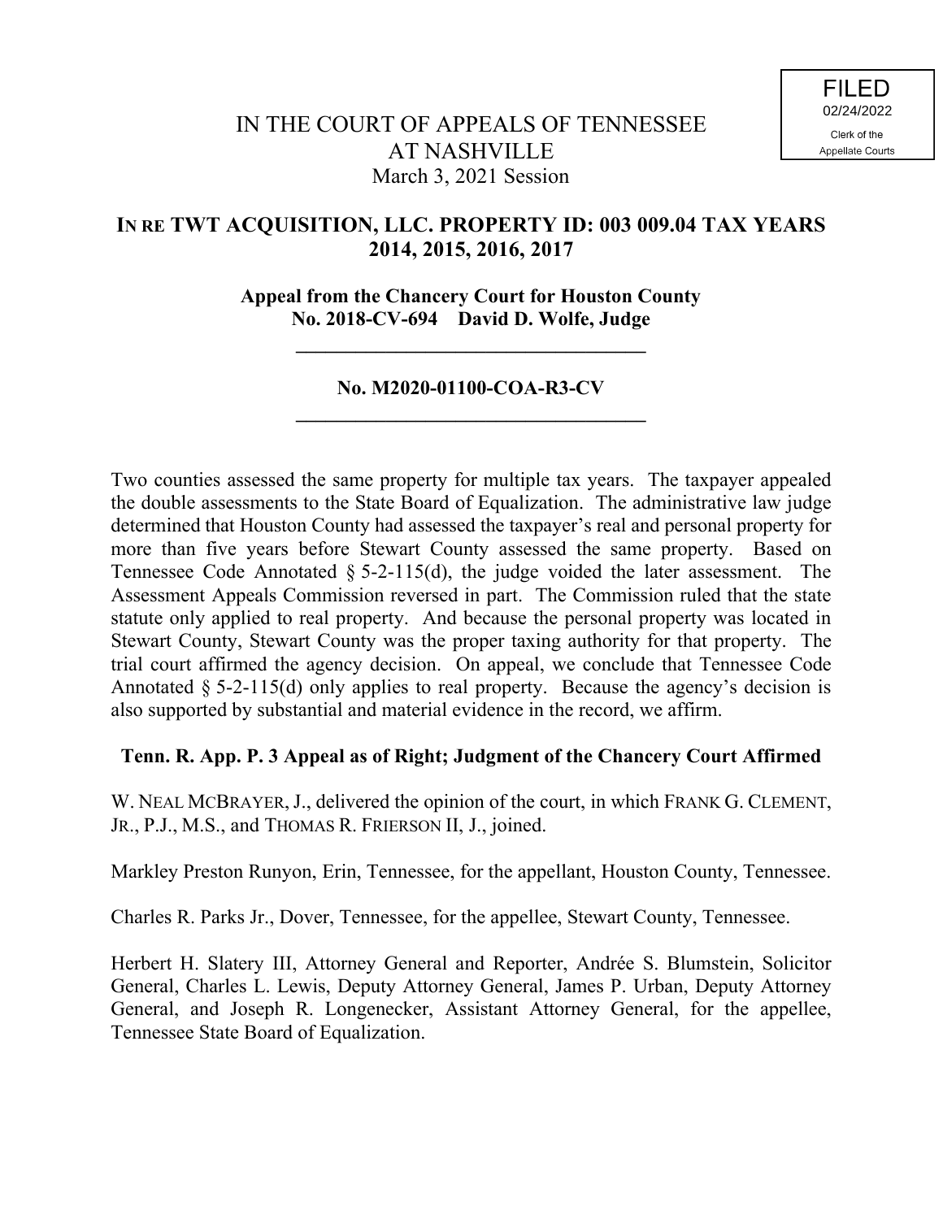FILED
02/24/2022
Clerk of the
Appellate Courts

# IN THE COURT OF APPEALS OF TENNESSEE
# AT NASHVILLE
March 3, 2021 Session

## IN RE TWT ACQUISITION, LLC. PROPERTY ID: 003 009.04 TAX YEARS 2014, 2015, 2016, 2017

**Appeal from the Chancery Court for Houston County**
**No. 2018-CV-694 David D. Wolfe, Judge**

---

**No. M2020-01100-COA-R3-CV**

---

Two counties assessed the same property for multiple tax years. The taxpayer appealed the double assessments to the State Board of Equalization. The administrative law judge determined that Houston County had assessed the taxpayer's real and personal property for more than five years before Stewart County assessed the same property. Based on Tennessee Code Annotated § 5-2-115(d), the judge voided the later assessment. The Assessment Appeals Commission reversed in part. The Commission ruled that the state statute only applied to real property. And because the personal property was located in Stewart County, Stewart County was the proper taxing authority for that property. The trial court affirmed the agency decision. On appeal, we conclude that Tennessee Code Annotated § 5-2-115(d) only applies to real property. Because the agency's decision is also supported by substantial and material evidence in the record, we affirm.

**Tenn. R. App. P. 3 Appeal as of Right; Judgment of the Chancery Court Affirmed**

W. NEAL MCBRAYER, J., delivered the opinion of the court, in which FRANK G. CLEMENT, JR., P.J., M.S., and THOMAS R. FRIERSON II, J., joined.

Markley Preston Runyon, Erin, Tennessee, for the appellant, Houston County, Tennessee.

Charles R. Parks Jr., Dover, Tennessee, for the appellee, Stewart County, Tennessee.

Herbert H. Slatery III, Attorney General and Reporter, Andrée S. Blumstein, Solicitor General, Charles L. Lewis, Deputy Attorney General, James P. Urban, Deputy Attorney General, and Joseph R. Longenecker, Assistant Attorney General, for the appellee, Tennessee State Board of Equalization.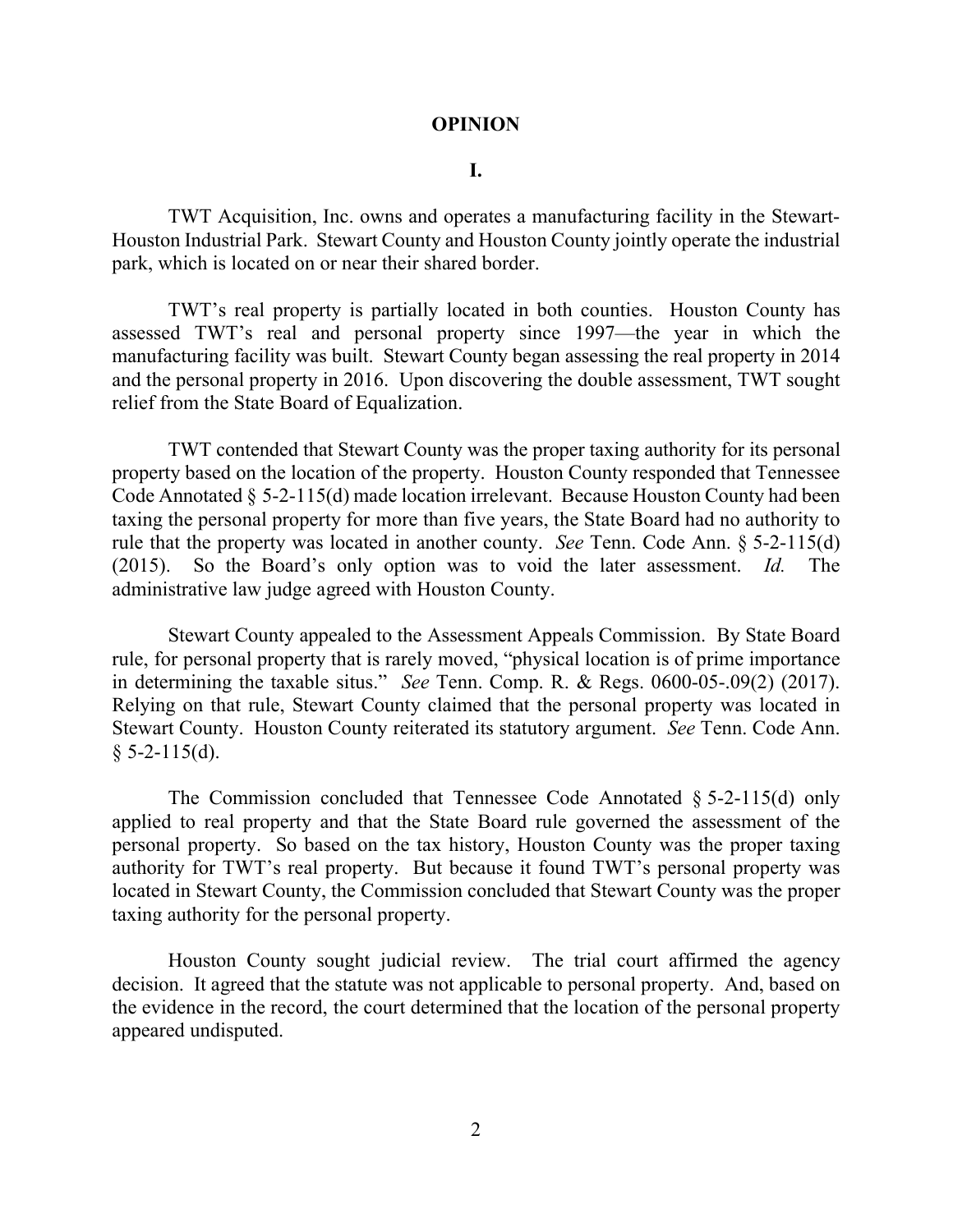# OPINION

## I.

TWT Acquisition, Inc. owns and operates a manufacturing facility in the Stewart-Houston Industrial Park. Stewart County and Houston County jointly operate the industrial park, which is located on or near their shared border.

TWT's real property is partially located in both counties. Houston County has assessed TWT's real and personal property since 1997—the year in which the manufacturing facility was built. Stewart County began assessing the real property in 2014 and the personal property in 2016. Upon discovering the double assessment, TWT sought relief from the State Board of Equalization.

TWT contended that Stewart County was the proper taxing authority for its personal property based on the location of the property. Houston County responded that Tennessee Code Annotated § 5-2-115(d) made location irrelevant. Because Houston County had been taxing the personal property for more than five years, the State Board had no authority to rule that the property was located in another county. *See* Tenn. Code Ann. § 5-2-115(d) (2015). So the Board's only option was to void the later assessment. *Id.* The administrative law judge agreed with Houston County.

Stewart County appealed to the Assessment Appeals Commission. By State Board rule, for personal property that is rarely moved, "physical location is of prime importance in determining the taxable situs." *See* Tenn. Comp. R. & Regs. 0600-05-.09(2) (2017). Relying on that rule, Stewart County claimed that the personal property was located in Stewart County. Houston County reiterated its statutory argument. *See* Tenn. Code Ann. § 5-2-115(d).

The Commission concluded that Tennessee Code Annotated § 5-2-115(d) only applied to real property and that the State Board rule governed the assessment of the personal property. So based on the tax history, Houston County was the proper taxing authority for TWT's real property. But because it found TWT's personal property was located in Stewart County, the Commission concluded that Stewart County was the proper taxing authority for the personal property.

Houston County sought judicial review. The trial court affirmed the agency decision. It agreed that the statute was not applicable to personal property. And, based on the evidence in the record, the court determined that the location of the personal property appeared undisputed.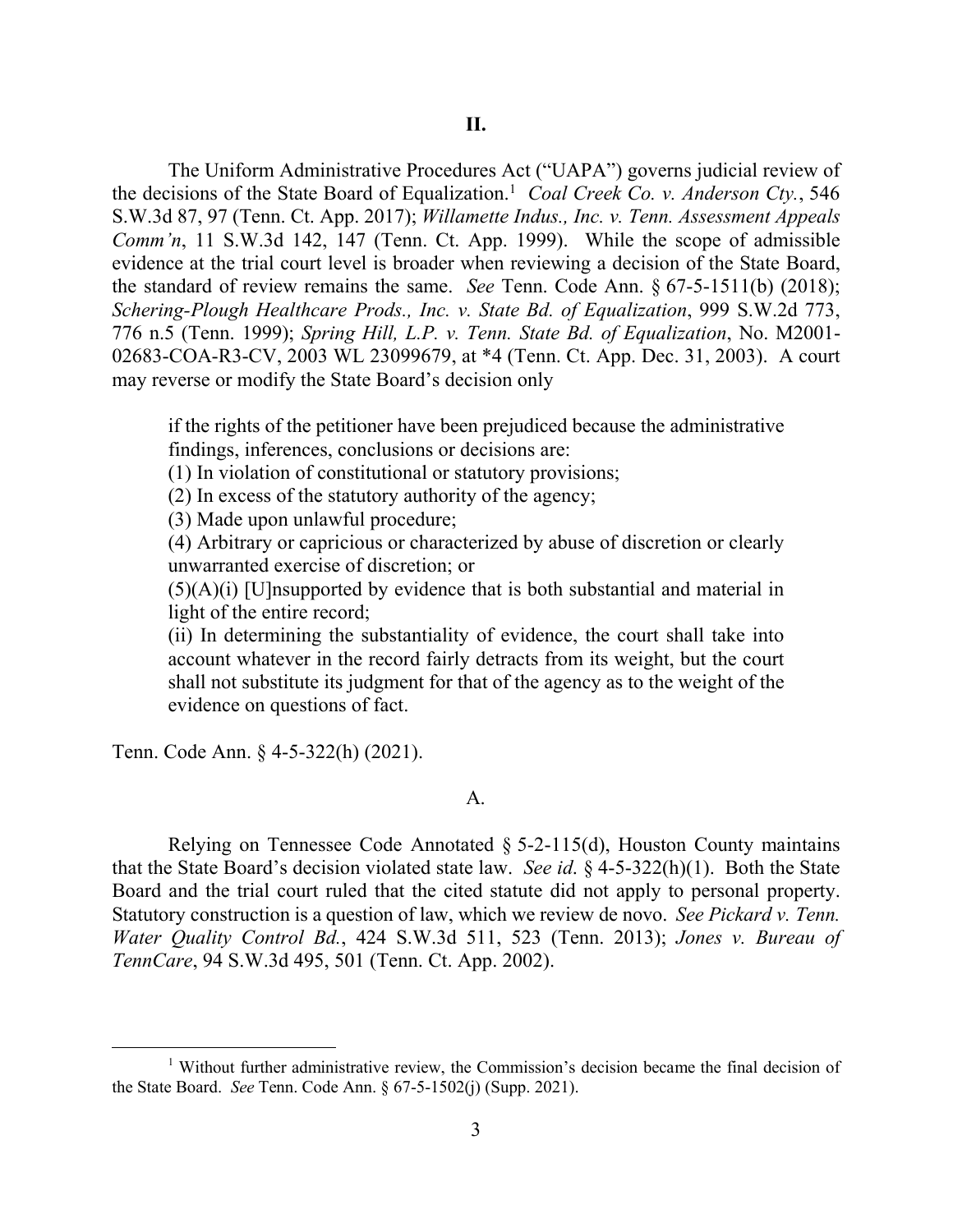## II.

The Uniform Administrative Procedures Act ("UAPA") governs judicial review of the decisions of the State Board of Equalization.[1] *Coal Creek Co. v. Anderson Cty.*, 546 S.W.3d 87, 97 (Tenn. Ct. App. 2017); *Willamette Indus., Inc. v. Tenn. Assessment Appeals Comm'n*, 11 S.W.3d 142, 147 (Tenn. Ct. App. 1999). While the scope of admissible evidence at the trial court level is broader when reviewing a decision of the State Board, the standard of review remains the same. *See* Tenn. Code Ann. § 67-5-1511(b) (2018); *Schering-Plough Healthcare Prods., Inc. v. State Bd. of Equalization*, 999 S.W.2d 773, 776 n.5 (Tenn. 1999); *Spring Hill, L.P. v. Tenn. State Bd. of Equalization*, No. M2001-02683-COA-R3-CV, 2003 WL 23099679, at *4 (Tenn. Ct. App. Dec. 31, 2003). A court may reverse or modify the State Board's decision only

> if the rights of the petitioner have been prejudiced because the administrative findings, inferences, conclusions or decisions are:
> (1) In violation of constitutional or statutory provisions;
> (2) In excess of the statutory authority of the agency;
> (3) Made upon unlawful procedure;
> (4) Arbitrary or capricious or characterized by abuse of discretion or clearly unwarranted exercise of discretion; or
> (5)(A)(i) [U]nsupported by evidence that is both substantial and material in light of the entire record;
> (ii) In determining the substantiality of evidence, the court shall take into account whatever in the record fairly detracts from its weight, but the court shall not substitute its judgment for that of the agency as to the weight of the evidence on questions of fact.

Tenn. Code Ann. § 4-5-322(h) (2021).

### A.

Relying on Tennessee Code Annotated § 5-2-115(d), Houston County maintains that the State Board's decision violated state law. *See id.* § 4-5-322(h)(1). Both the State Board and the trial court ruled that the cited statute did not apply to personal property. Statutory construction is a question of law, which we review de novo. *See Pickard v. Tenn. Water Quality Control Bd.*, 424 S.W.3d 511, 523 (Tenn. 2013); *Jones v. Bureau of TennCare*, 94 S.W.3d 495, 501 (Tenn. Ct. App. 2002).

---

[1] Without further administrative review, the Commission's decision became the final decision of the State Board. *See* Tenn. Code Ann. § 67-5-1502(j) (Supp. 2021).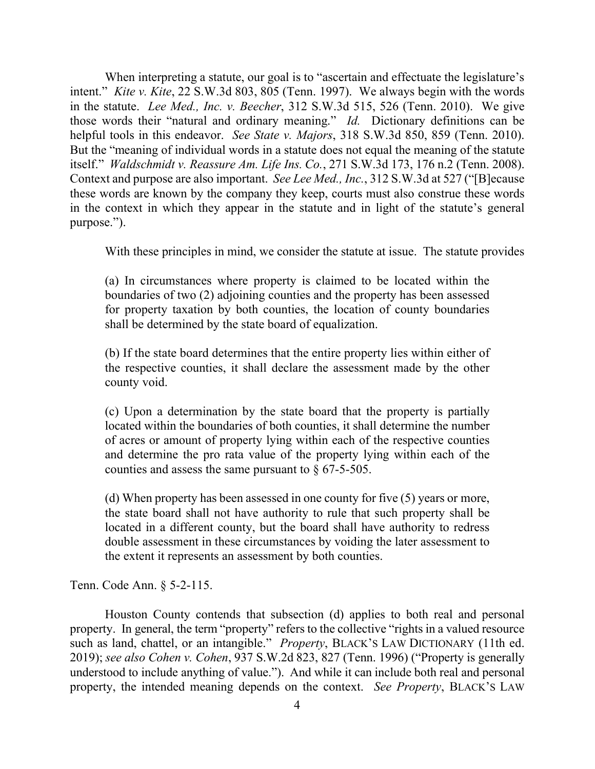When interpreting a statute, our goal is to "ascertain and effectuate the legislature's intent." *Kite v. Kite*, 22 S.W.3d 803, 805 (Tenn. 1997). We always begin with the words in the statute. *Lee Med., Inc. v. Beecher*, 312 S.W.3d 515, 526 (Tenn. 2010). We give those words their "natural and ordinary meaning." *Id.* Dictionary definitions can be helpful tools in this endeavor. *See State v. Majors*, 318 S.W.3d 850, 859 (Tenn. 2010). But the "meaning of individual words in a statute does not equal the meaning of the statute itself." *Waldschmidt v. Reassure Am. Life Ins. Co.*, 271 S.W.3d 173, 176 n.2 (Tenn. 2008). Context and purpose are also important. *See Lee Med., Inc.*, 312 S.W.3d at 527 ("[B]ecause these words are known by the company they keep, courts must also construe these words in the context in which they appear in the statute and in light of the statute's general purpose.").

With these principles in mind, we consider the statute at issue. The statute provides

> (a) In circumstances where property is claimed to be located within the boundaries of two (2) adjoining counties and the property has been assessed for property taxation by both counties, the location of county boundaries shall be determined by the state board of equalization.
>
> (b) If the state board determines that the entire property lies within either of the respective counties, it shall declare the assessment made by the other county void.
>
> (c) Upon a determination by the state board that the property is partially located within the boundaries of both counties, it shall determine the number of acres or amount of property lying within each of the respective counties and determine the pro rata value of the property lying within each of the counties and assess the same pursuant to § 67-5-505.
>
> (d) When property has been assessed in one county for five (5) years or more, the state board shall not have authority to rule that such property shall be located in a different county, but the board shall have authority to redress double assessment in these circumstances by voiding the later assessment to the extent it represents an assessment by both counties.

Tenn. Code Ann. § 5-2-115.

Houston County contends that subsection (d) applies to both real and personal property. In general, the term "property" refers to the collective "rights in a valued resource such as land, chattel, or an intangible." *Property*, BLACK'S LAW DICTIONARY (11th ed. 2019); *see also Cohen v. Cohen*, 937 S.W.2d 823, 827 (Tenn. 1996) ("Property is generally understood to include anything of value."). And while it can include both real and personal property, the intended meaning depends on the context. *See Property*, BLACK'S LAW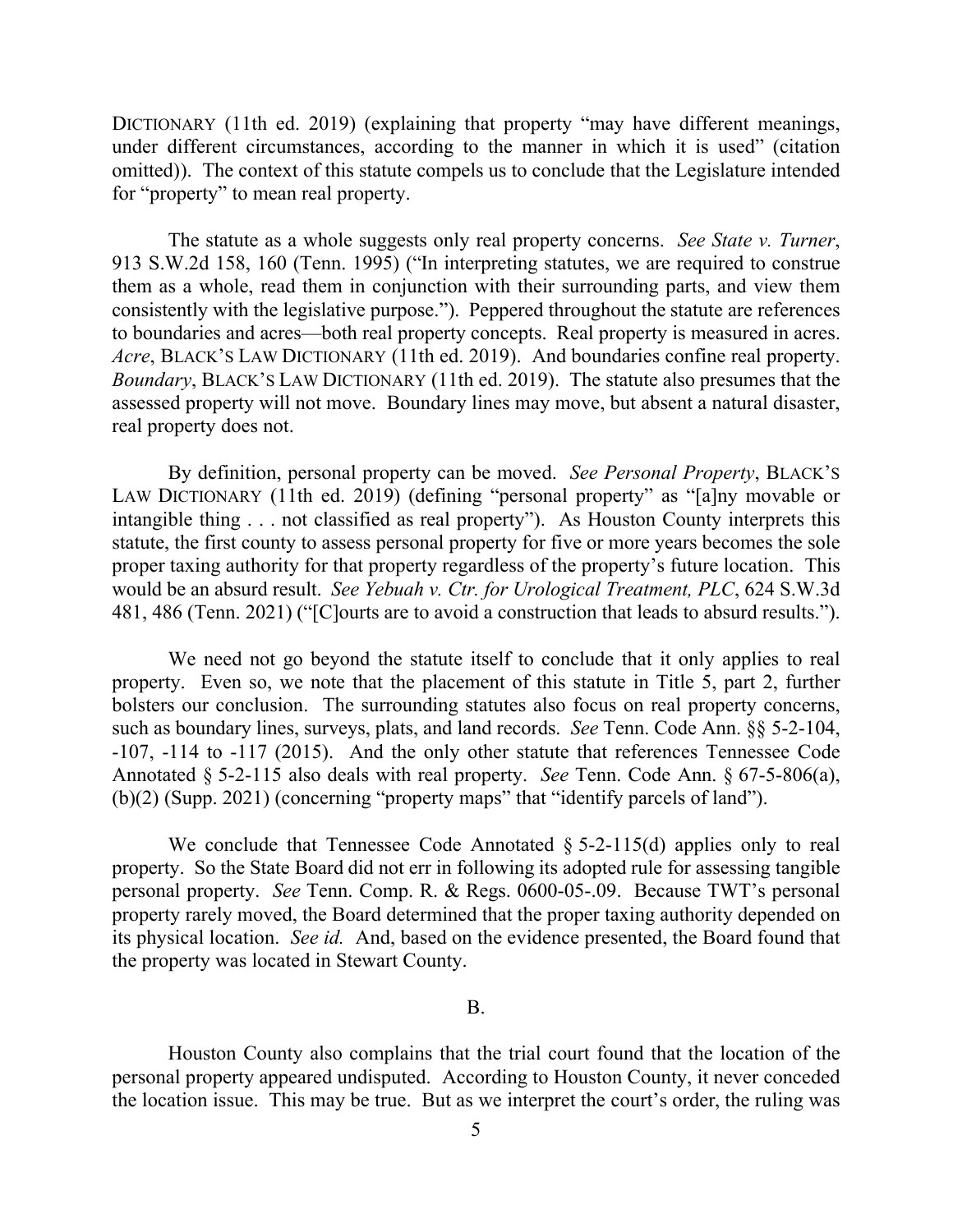DICTIONARY (11th ed. 2019) (explaining that property "may have different meanings, under different circumstances, according to the manner in which it is used" (citation omitted)). The context of this statute compels us to conclude that the Legislature intended for "property" to mean real property.

The statute as a whole suggests only real property concerns. *See State v. Turner*, 913 S.W.2d 158, 160 (Tenn. 1995) ("In interpreting statutes, we are required to construe them as a whole, read them in conjunction with their surrounding parts, and view them consistently with the legislative purpose."). Peppered throughout the statute are references to boundaries and acres—both real property concepts. Real property is measured in acres. *Acre*, BLACK'S LAW DICTIONARY (11th ed. 2019). And boundaries confine real property. *Boundary*, BLACK'S LAW DICTIONARY (11th ed. 2019). The statute also presumes that the assessed property will not move. Boundary lines may move, but absent a natural disaster, real property does not.

By definition, personal property can be moved. *See Personal Property*, BLACK'S LAW DICTIONARY (11th ed. 2019) (defining "personal property" as "[a]ny movable or intangible thing . . . not classified as real property"). As Houston County interprets this statute, the first county to assess personal property for five or more years becomes the sole proper taxing authority for that property regardless of the property's future location. This would be an absurd result. *See Yebuah v. Ctr. for Urological Treatment, PLC*, 624 S.W.3d 481, 486 (Tenn. 2021) ("[C]ourts are to avoid a construction that leads to absurd results.").

We need not go beyond the statute itself to conclude that it only applies to real property. Even so, we note that the placement of this statute in Title 5, part 2, further bolsters our conclusion. The surrounding statutes also focus on real property concerns, such as boundary lines, surveys, plats, and land records. *See* Tenn. Code Ann. §§ 5-2-104, -107, -114 to -117 (2015). And the only other statute that references Tennessee Code Annotated § 5-2-115 also deals with real property. *See* Tenn. Code Ann. § 67-5-806(a), (b)(2) (Supp. 2021) (concerning "property maps" that "identify parcels of land").

We conclude that Tennessee Code Annotated § 5-2-115(d) applies only to real property. So the State Board did not err in following its adopted rule for assessing tangible personal property. *See* Tenn. Comp. R. & Regs. 0600-05-.09. Because TWT's personal property rarely moved, the Board determined that the proper taxing authority depended on its physical location. *See id.* And, based on the evidence presented, the Board found that the property was located in Stewart County.

B.

Houston County also complains that the trial court found that the location of the personal property appeared undisputed. According to Houston County, it never conceded the location issue. This may be true. But as we interpret the court's order, the ruling was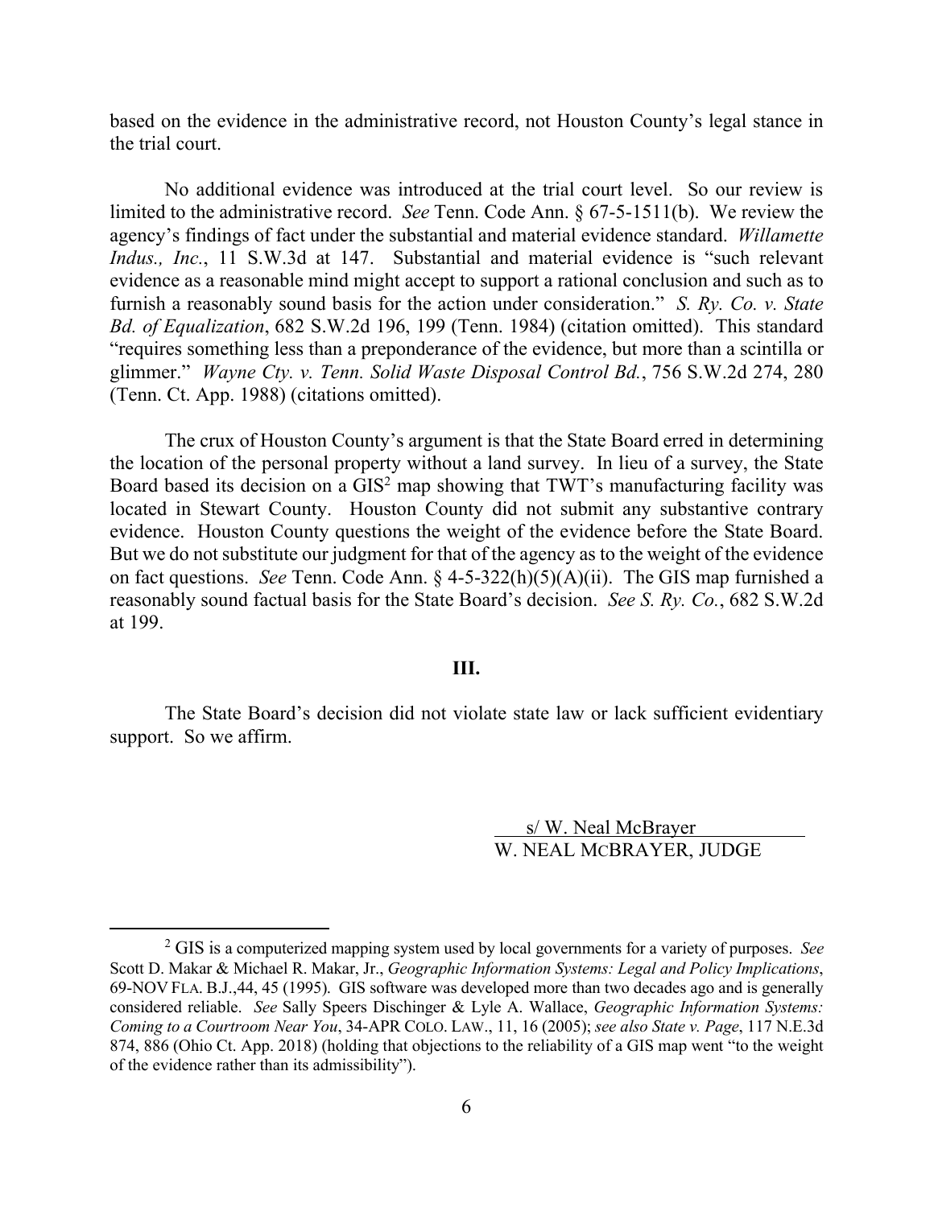based on the evidence in the administrative record, not Houston County's legal stance in the trial court.

No additional evidence was introduced at the trial court level. So our review is limited to the administrative record. *See* Tenn. Code Ann. § 67-5-1511(b). We review the agency's findings of fact under the substantial and material evidence standard. *Willamette Indus., Inc.*, 11 S.W.3d at 147. Substantial and material evidence is "such relevant evidence as a reasonable mind might accept to support a rational conclusion and such as to furnish a reasonably sound basis for the action under consideration." *S. Ry. Co. v. State Bd. of Equalization*, 682 S.W.2d 196, 199 (Tenn. 1984) (citation omitted). This standard "requires something less than a preponderance of the evidence, but more than a scintilla or glimmer." *Wayne Cty. v. Tenn. Solid Waste Disposal Control Bd.*, 756 S.W.2d 274, 280 (Tenn. Ct. App. 1988) (citations omitted).

The crux of Houston County's argument is that the State Board erred in determining the location of the personal property without a land survey. In lieu of a survey, the State Board based its decision on a GIS[2] map showing that TWT's manufacturing facility was located in Stewart County. Houston County did not submit any substantive contrary evidence. Houston County questions the weight of the evidence before the State Board. But we do not substitute our judgment for that of the agency as to the weight of the evidence on fact questions. *See* Tenn. Code Ann. § 4-5-322(h)(5)(A)(ii). The GIS map furnished a reasonably sound factual basis for the State Board's decision. *See S. Ry. Co.*, 682 S.W.2d at 199.

## III.

The State Board's decision did not violate state law or lack sufficient evidentiary support. So we affirm.

s/ W. Neal McBrayer
W. NEAL MCBRAYER, JUDGE

---

[2] GIS is a computerized mapping system used by local governments for a variety of purposes. *See* Scott D. Makar & Michael R. Makar, Jr., *Geographic Information Systems: Legal and Policy Implications*, 69-NOV FLA. B.J.,44, 45 (1995). GIS software was developed more than two decades ago and is generally considered reliable. *See* Sally Speers Dischinger & Lyle A. Wallace, *Geographic Information Systems: Coming to a Courtroom Near You*, 34-APR COLO. LAW., 11, 16 (2005); *see also State v. Page*, 117 N.E.3d 874, 886 (Ohio Ct. App. 2018) (holding that objections to the reliability of a GIS map went "to the weight of the evidence rather than its admissibility").